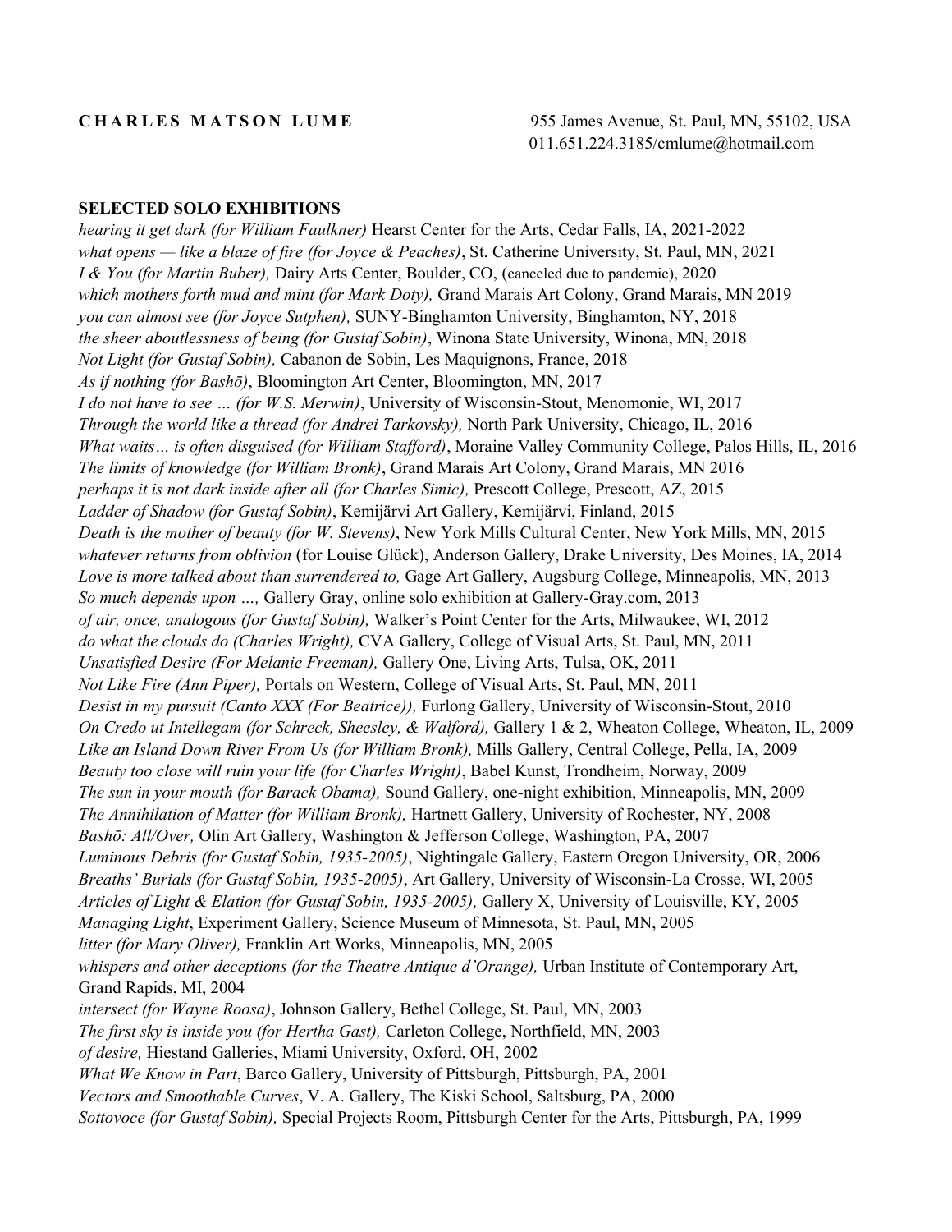**C H A R L E S   M A T S O N   L U M E**

955 James Avenue, St. Paul, MN, 55102, USA
011.651.224.3185/cmlume@hotmail.com

## SELECTED SOLO EXHIBITIONS

*hearing it get dark (for William Faulkner)* Hearst Center for the Arts, Cedar Falls, IA, 2021-2022
*what opens — like a blaze of fire (for Joyce & Peaches)*, St. Catherine University, St. Paul, MN, 2021
*I & You (for Martin Buber),* Dairy Arts Center, Boulder, CO, (canceled due to pandemic), 2020
*which mothers forth mud and mint (for Mark Doty),* Grand Marais Art Colony, Grand Marais, MN 2019
*you can almost see (for Joyce Sutphen),* SUNY-Binghamton University, Binghamton, NY, 2018
*the sheer aboutlessness of being (for Gustaf Sobin)*, Winona State University, Winona, MN, 2018
*Not Light (for Gustaf Sobin),* Cabanon de Sobin, Les Maquignons, France, 2018
*As if nothing (for Bashō)*, Bloomington Art Center, Bloomington, MN, 2017
*I do not have to see … (for W.S. Merwin)*, University of Wisconsin-Stout, Menomonie, WI, 2017
*Through the world like a thread (for Andrei Tarkovsky),* North Park University, Chicago, IL, 2016
*What waits… is often disguised (for William Stafford)*, Moraine Valley Community College, Palos Hills, IL, 2016
*The limits of knowledge (for William Bronk)*, Grand Marais Art Colony, Grand Marais, MN 2016
*perhaps it is not dark inside after all (for Charles Simic),* Prescott College, Prescott, AZ, 2015
*Ladder of Shadow (for Gustaf Sobin)*, Kemijärvi Art Gallery, Kemijärvi, Finland, 2015
*Death is the mother of beauty (for W. Stevens)*, New York Mills Cultural Center, New York Mills, MN, 2015
*whatever returns from oblivion* (for Louise Glück), Anderson Gallery, Drake University, Des Moines, IA, 2014
*Love is more talked about than surrendered to,* Gage Art Gallery, Augsburg College, Minneapolis, MN, 2013
*So much depends upon …,* Gallery Gray, online solo exhibition at Gallery-Gray.com, 2013
*of air, once, analogous (for Gustaf Sobin),* Walker's Point Center for the Arts, Milwaukee, WI, 2012
*do what the clouds do (Charles Wright),* CVA Gallery, College of Visual Arts, St. Paul, MN, 2011
*Unsatisfied Desire (For Melanie Freeman),* Gallery One, Living Arts, Tulsa, OK, 2011
*Not Like Fire (Ann Piper),* Portals on Western, College of Visual Arts, St. Paul, MN, 2011
*Desist in my pursuit (Canto XXX (For Beatrice)),* Furlong Gallery, University of Wisconsin-Stout, 2010
*On Credo ut Intellegam (for Schreck, Sheesley, & Walford),* Gallery 1 & 2, Wheaton College, Wheaton, IL, 2009
*Like an Island Down River From Us (for William Bronk),* Mills Gallery, Central College, Pella, IA, 2009
*Beauty too close will ruin your life (for Charles Wright)*, Babel Kunst, Trondheim, Norway, 2009
*The sun in your mouth (for Barack Obama),* Sound Gallery, one-night exhibition, Minneapolis, MN, 2009
*The Annihilation of Matter (for William Bronk),* Hartnett Gallery, University of Rochester, NY, 2008
*Bashō: All/Over,* Olin Art Gallery, Washington & Jefferson College, Washington, PA, 2007
*Luminous Debris (for Gustaf Sobin, 1935-2005)*, Nightingale Gallery, Eastern Oregon University, OR, 2006
*Breaths' Burials (for Gustaf Sobin, 1935-2005)*, Art Gallery, University of Wisconsin-La Crosse, WI, 2005
*Articles of Light & Elation (for Gustaf Sobin, 1935-2005),* Gallery X, University of Louisville, KY, 2005
*Managing Light*, Experiment Gallery, Science Museum of Minnesota, St. Paul, MN, 2005
*litter (for Mary Oliver),* Franklin Art Works, Minneapolis, MN, 2005
*whispers and other deceptions (for the Theatre Antique d'Orange),* Urban Institute of Contemporary Art, Grand Rapids, MI, 2004
*intersect (for Wayne Roosa)*, Johnson Gallery, Bethel College, St. Paul, MN, 2003
*The first sky is inside you (for Hertha Gast),* Carleton College, Northfield, MN, 2003
*of desire,* Hiestand Galleries, Miami University, Oxford, OH, 2002
*What We Know in Part*, Barco Gallery, University of Pittsburgh, Pittsburgh, PA, 2001
*Vectors and Smoothable Curves*, V. A. Gallery, The Kiski School, Saltsburg, PA, 2000
*Sottovoce (for Gustaf Sobin),* Special Projects Room, Pittsburgh Center for the Arts, Pittsburgh, PA, 1999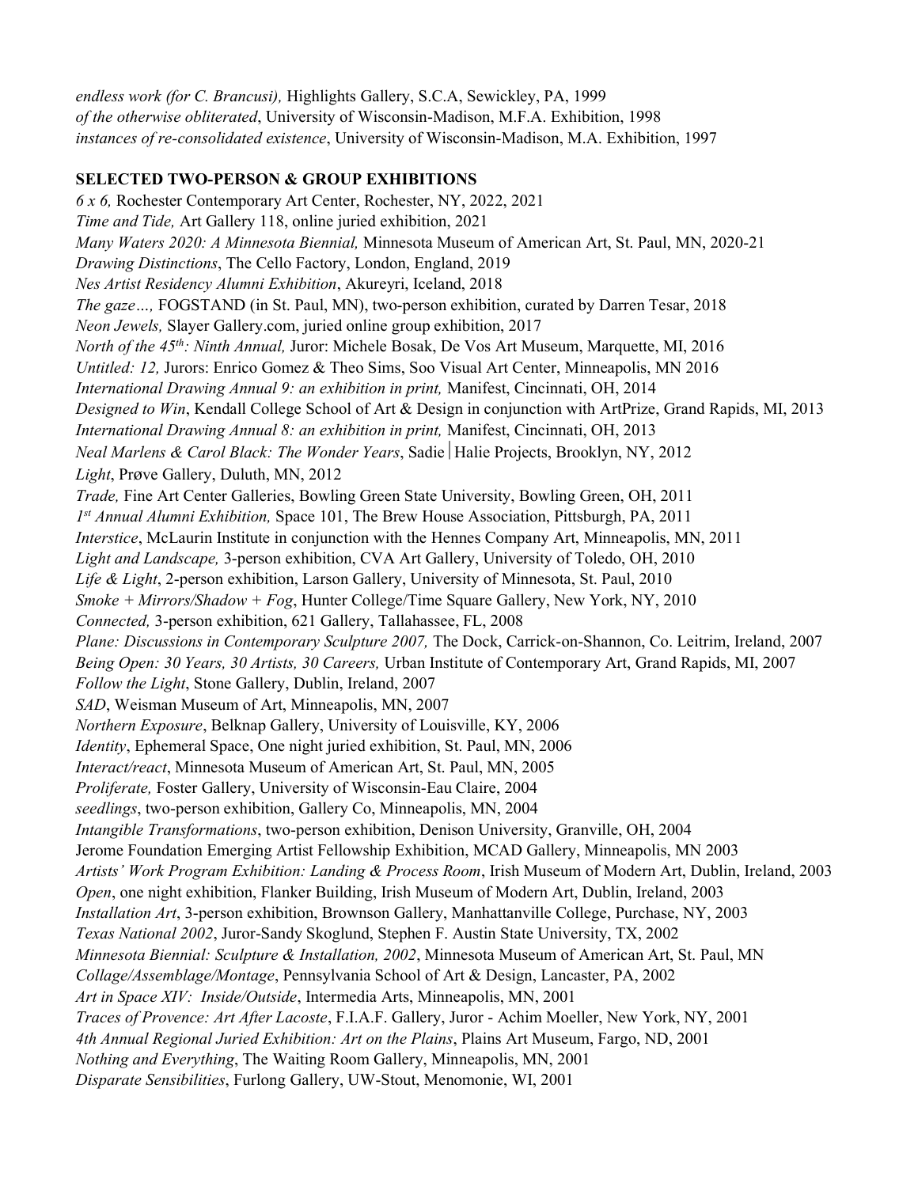*endless work (for C. Brancusi),* Highlights Gallery, S.C.A, Sewickley, PA, 1999
*of the otherwise obliterated*, University of Wisconsin-Madison, M.F.A. Exhibition, 1998
*instances of re-consolidated existence*, University of Wisconsin-Madison, M.A. Exhibition, 1997

**SELECTED TWO-PERSON & GROUP EXHIBITIONS**

*6 x 6,* Rochester Contemporary Art Center, Rochester, NY, 2022, 2021
*Time and Tide,* Art Gallery 118, online juried exhibition, 2021
*Many Waters 2020: A Minnesota Biennial,* Minnesota Museum of American Art, St. Paul, MN, 2020-21
*Drawing Distinctions*, The Cello Factory, London, England, 2019
*Nes Artist Residency Alumni Exhibition*, Akureyri, Iceland, 2018
*The gaze…,* FOGSTAND (in St. Paul, MN), two-person exhibition, curated by Darren Tesar, 2018
*Neon Jewels,* Slayer Gallery.com, juried online group exhibition, 2017
*North of the 45th: Ninth Annual,* Juror: Michele Bosak, De Vos Art Museum, Marquette, MI, 2016
*Untitled: 12,* Jurors: Enrico Gomez & Theo Sims, Soo Visual Art Center, Minneapolis, MN 2016
*International Drawing Annual 9: an exhibition in print,* Manifest, Cincinnati, OH, 2014
*Designed to Win*, Kendall College School of Art & Design in conjunction with ArtPrize, Grand Rapids, MI, 2013
*International Drawing Annual 8: an exhibition in print,* Manifest, Cincinnati, OH, 2013
*Neal Marlens & Carol Black: The Wonder Years*, Sadie│Halie Projects, Brooklyn, NY, 2012
*Light*, Prøve Gallery, Duluth, MN, 2012
*Trade,* Fine Art Center Galleries, Bowling Green State University, Bowling Green, OH, 2011
*1st Annual Alumni Exhibition,* Space 101, The Brew House Association, Pittsburgh, PA, 2011
*Interstice*, McLaurin Institute in conjunction with the Hennes Company Art, Minneapolis, MN, 2011
*Light and Landscape,* 3-person exhibition, CVA Art Gallery, University of Toledo, OH, 2010
*Life & Light*, 2-person exhibition, Larson Gallery, University of Minnesota, St. Paul, 2010
*Smoke + Mirrors/Shadow + Fog*, Hunter College/Time Square Gallery, New York, NY, 2010
*Connected,* 3-person exhibition, 621 Gallery, Tallahassee, FL, 2008
*Plane: Discussions in Contemporary Sculpture 2007,* The Dock, Carrick-on-Shannon, Co. Leitrim, Ireland, 2007
*Being Open: 30 Years, 30 Artists, 30 Careers,* Urban Institute of Contemporary Art, Grand Rapids, MI, 2007
*Follow the Light*, Stone Gallery, Dublin, Ireland, 2007
*SAD*, Weisman Museum of Art, Minneapolis, MN, 2007
*Northern Exposure*, Belknap Gallery, University of Louisville, KY, 2006
*Identity*, Ephemeral Space, One night juried exhibition, St. Paul, MN, 2006
*Interact/react*, Minnesota Museum of American Art, St. Paul, MN, 2005
*Proliferate,* Foster Gallery, University of Wisconsin-Eau Claire, 2004
*seedlings*, two-person exhibition, Gallery Co, Minneapolis, MN, 2004
*Intangible Transformations*, two-person exhibition, Denison University, Granville, OH, 2004
Jerome Foundation Emerging Artist Fellowship Exhibition, MCAD Gallery, Minneapolis, MN 2003
*Artists' Work Program Exhibition: Landing & Process Room*, Irish Museum of Modern Art, Dublin, Ireland, 2003
*Open*, one night exhibition, Flanker Building, Irish Museum of Modern Art, Dublin, Ireland, 2003
*Installation Art*, 3-person exhibition, Brownson Gallery, Manhattanville College, Purchase, NY, 2003
*Texas National 2002*, Juror-Sandy Skoglund, Stephen F. Austin State University, TX, 2002
*Minnesota Biennial: Sculpture & Installation, 2002*, Minnesota Museum of American Art, St. Paul, MN
*Collage/Assemblage/Montage*, Pennsylvania School of Art & Design, Lancaster, PA, 2002
*Art in Space XIV: Inside/Outside*, Intermedia Arts, Minneapolis, MN, 2001
*Traces of Provence: Art After Lacoste*, F.I.A.F. Gallery, Juror - Achim Moeller, New York, NY, 2001
*4th Annual Regional Juried Exhibition: Art on the Plains*, Plains Art Museum, Fargo, ND, 2001
*Nothing and Everything*, The Waiting Room Gallery, Minneapolis, MN, 2001
*Disparate Sensibilities*, Furlong Gallery, UW-Stout, Menomonie, WI, 2001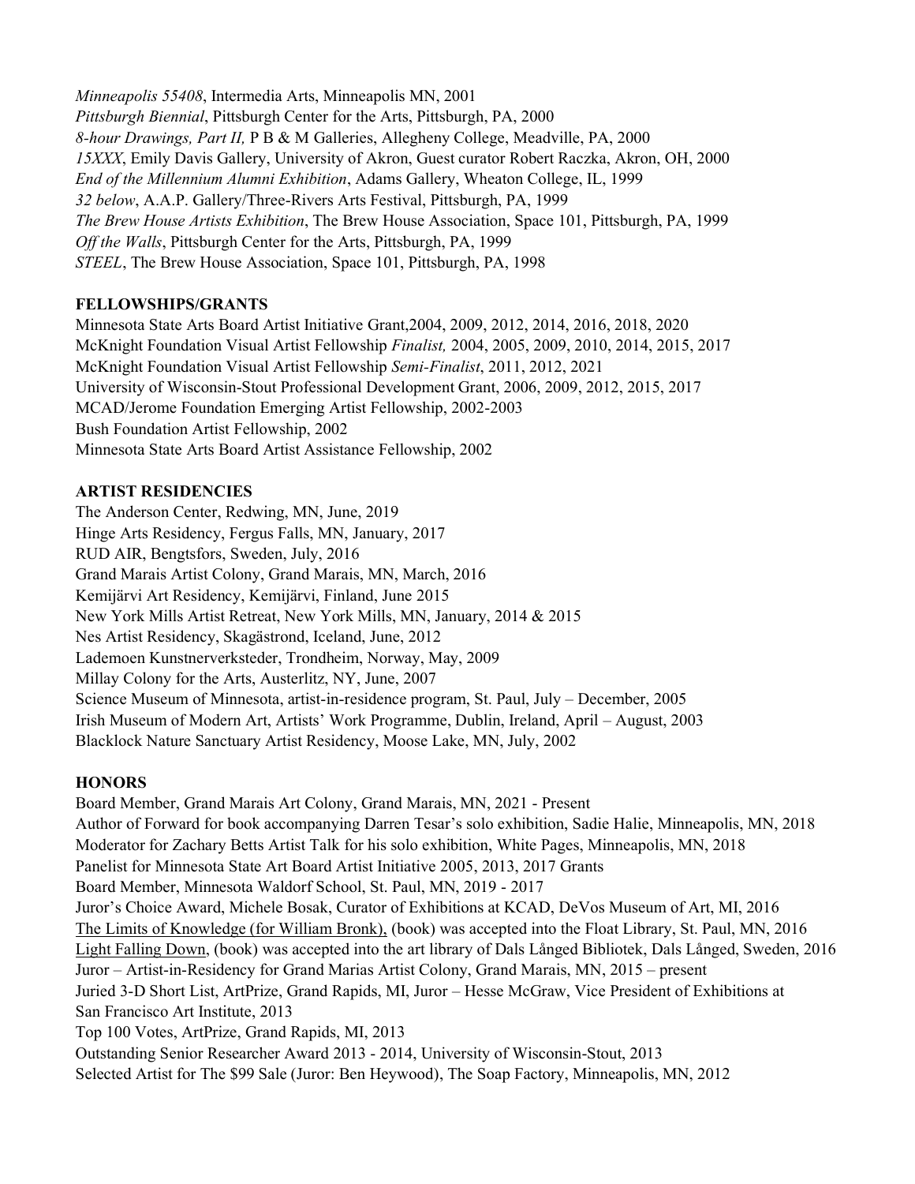*Minneapolis 55408*, Intermedia Arts, Minneapolis MN, 2001
*Pittsburgh Biennial*, Pittsburgh Center for the Arts, Pittsburgh, PA, 2000
*8-hour Drawings, Part II,* P B & M Galleries, Allegheny College, Meadville, PA, 2000
*15XXX*, Emily Davis Gallery, University of Akron, Guest curator Robert Raczka, Akron, OH, 2000
*End of the Millennium Alumni Exhibition*, Adams Gallery, Wheaton College, IL, 1999
*32 below*, A.A.P. Gallery/Three-Rivers Arts Festival, Pittsburgh, PA, 1999
*The Brew House Artists Exhibition*, The Brew House Association, Space 101, Pittsburgh, PA, 1999
*Off the Walls*, Pittsburgh Center for the Arts, Pittsburgh, PA, 1999
*STEEL*, The Brew House Association, Space 101, Pittsburgh, PA, 1998

**FELLOWSHIPS/GRANTS**

Minnesota State Arts Board Artist Initiative Grant,2004, 2009, 2012, 2014, 2016, 2018, 2020
McKnight Foundation Visual Artist Fellowship *Finalist,* 2004, 2005, 2009, 2010, 2014, 2015, 2017
McKnight Foundation Visual Artist Fellowship *Semi-Finalist*, 2011, 2012, 2021
University of Wisconsin-Stout Professional Development Grant, 2006, 2009, 2012, 2015, 2017
MCAD/Jerome Foundation Emerging Artist Fellowship, 2002-2003
Bush Foundation Artist Fellowship, 2002
Minnesota State Arts Board Artist Assistance Fellowship, 2002

**ARTIST RESIDENCIES**

The Anderson Center, Redwing, MN, June, 2019
Hinge Arts Residency, Fergus Falls, MN, January, 2017
RUD AIR, Bengtsfors, Sweden, July, 2016
Grand Marais Artist Colony, Grand Marais, MN, March, 2016
Kemijärvi Art Residency, Kemijärvi, Finland, June 2015
New York Mills Artist Retreat, New York Mills, MN, January, 2014 & 2015
Nes Artist Residency, Skagästrond, Iceland, June, 2012
Lademoen Kunstnerverksteder, Trondheim, Norway, May, 2009
Millay Colony for the Arts, Austerlitz, NY, June, 2007
Science Museum of Minnesota, artist-in-residence program, St. Paul, July – December, 2005
Irish Museum of Modern Art, Artists' Work Programme, Dublin, Ireland, April – August, 2003
Blacklock Nature Sanctuary Artist Residency, Moose Lake, MN, July, 2002

**HONORS**

Board Member, Grand Marais Art Colony, Grand Marais, MN, 2021 - Present
Author of Forward for book accompanying Darren Tesar's solo exhibition, Sadie Halie, Minneapolis, MN, 2018
Moderator for Zachary Betts Artist Talk for his solo exhibition, White Pages, Minneapolis, MN, 2018
Panelist for Minnesota State Art Board Artist Initiative 2005, 2013, 2017 Grants
Board Member, Minnesota Waldorf School, St. Paul, MN, 2019 - 2017
Juror's Choice Award, Michele Bosak, Curator of Exhibitions at KCAD, DeVos Museum of Art, MI, 2016
<u>The Limits of Knowledge (for William Bronk),</u> (book) was accepted into the Float Library, St. Paul, MN, 2016
<u>Light Falling Down</u>, (book) was accepted into the art library of Dals Långed Bibliotek, Dals Långed, Sweden, 2016
Juror – Artist-in-Residency for Grand Marias Artist Colony, Grand Marais, MN, 2015 – present
Juried 3-D Short List, ArtPrize, Grand Rapids, MI, Juror – Hesse McGraw, Vice President of Exhibitions at San Francisco Art Institute, 2013
Top 100 Votes, ArtPrize, Grand Rapids, MI, 2013
Outstanding Senior Researcher Award 2013 - 2014, University of Wisconsin-Stout, 2013
Selected Artist for The $99 Sale (Juror: Ben Heywood), The Soap Factory, Minneapolis, MN, 2012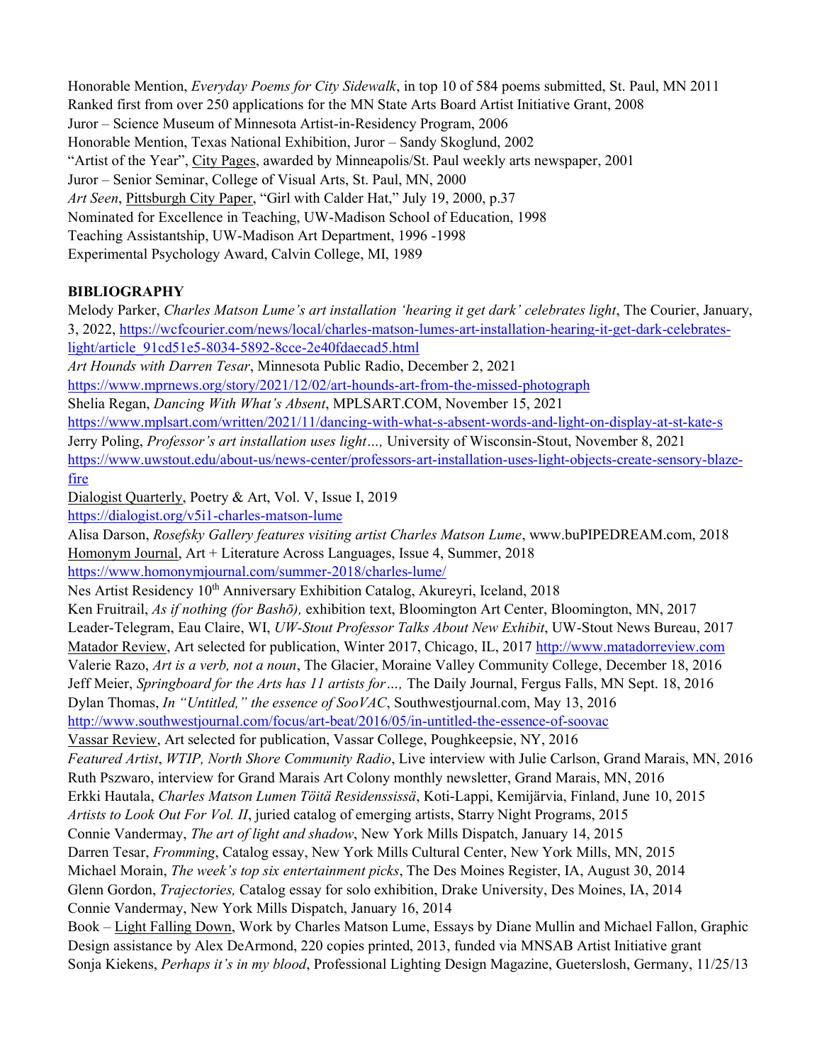Honorable Mention, *Everyday Poems for City Sidewalk*, in top 10 of 584 poems submitted, St. Paul, MN 2011
Ranked first from over 250 applications for the MN State Arts Board Artist Initiative Grant, 2008
Juror – Science Museum of Minnesota Artist-in-Residency Program, 2006
Honorable Mention, Texas National Exhibition, Juror – Sandy Skoglund, 2002
"Artist of the Year", City Pages, awarded by Minneapolis/St. Paul weekly arts newspaper, 2001
Juror – Senior Seminar, College of Visual Arts, St. Paul, MN, 2000
*Art Seen*, Pittsburgh City Paper, "Girl with Calder Hat," July 19, 2000, p.37
Nominated for Excellence in Teaching, UW-Madison School of Education, 1998
Teaching Assistantship, UW-Madison Art Department, 1996 -1998
Experimental Psychology Award, Calvin College, MI, 1989

**BIBLIOGRAPHY**

Melody Parker, *Charles Matson Lume's art installation 'hearing it get dark' celebrates light*, The Courier, January, 3, 2022, https://wcfcourier.com/news/local/charles-matson-lumes-art-installation-hearing-it-get-dark-celebrates-light/article_91cd51e5-8034-5892-8cce-2e40fdaecad5.html
*Art Hounds with Darren Tesar*, Minnesota Public Radio, December 2, 2021
https://www.mprnews.org/story/2021/12/02/art-hounds-art-from-the-missed-photograph
Shelia Regan, *Dancing With What's Absent*, MPLSART.COM, November 15, 2021
https://www.mplsart.com/written/2021/11/dancing-with-what-s-absent-words-and-light-on-display-at-st-kate-s
Jerry Poling, *Professor's art installation uses light…,* University of Wisconsin-Stout, November 8, 2021
https://www.uwstout.edu/about-us/news-center/professors-art-installation-uses-light-objects-create-sensory-blaze-fire
Dialogist Quarterly, Poetry & Art, Vol. V, Issue I, 2019
https://dialogist.org/v5i1-charles-matson-lume
Alisa Darson, *Rosefsky Gallery features visiting artist Charles Matson Lume*, www.buPIPEDREAM.com, 2018
Homonym Journal, Art + Literature Across Languages, Issue 4, Summer, 2018
https://www.homonymjournal.com/summer-2018/charles-lume/
Nes Artist Residency 10th Anniversary Exhibition Catalog, Akureyri, Iceland, 2018
Ken Fruitrail, *As if nothing (for Bashō),* exhibition text, Bloomington Art Center, Bloomington, MN, 2017
Leader-Telegram, Eau Claire, WI, *UW-Stout Professor Talks About New Exhibit*, UW-Stout News Bureau, 2017
Matador Review, Art selected for publication, Winter 2017, Chicago, IL, 2017 http://www.matadorreview.com
Valerie Razo, *Art is a verb, not a noun*, The Glacier, Moraine Valley Community College, December 18, 2016
Jeff Meier, *Springboard for the Arts has 11 artists for…,* The Daily Journal, Fergus Falls, MN Sept. 18, 2016
Dylan Thomas, *In "Untitled," the essence of SooVAC*, Southwestjournal.com, May 13, 2016
http://www.southwestjournal.com/focus/art-beat/2016/05/in-untitled-the-essence-of-soovac
Vassar Review, Art selected for publication, Vassar College, Poughkeepsie, NY, 2016
*Featured Artist*, *WTIP, North Shore Community Radio*, Live interview with Julie Carlson, Grand Marais, MN, 2016
Ruth Pszwaro, interview for Grand Marais Art Colony monthly newsletter, Grand Marais, MN, 2016
Erkki Hautala, *Charles Matson Lumen Töitä Residenssissä*, Koti-Lappi, Kemijärvia, Finland, June 10, 2015
*Artists to Look Out For Vol. II*, juried catalog of emerging artists, Starry Night Programs, 2015
Connie Vandermay, *The art of light and shadow*, New York Mills Dispatch, January 14, 2015
Darren Tesar, *Fromming*, Catalog essay, New York Mills Cultural Center, New York Mills, MN, 2015
Michael Morain, *The week's top six entertainment picks*, The Des Moines Register, IA, August 30, 2014
Glenn Gordon, *Trajectories,* Catalog essay for solo exhibition, Drake University, Des Moines, IA, 2014
Connie Vandermay, New York Mills Dispatch, January 16, 2014
Book – Light Falling Down, Work by Charles Matson Lume, Essays by Diane Mullin and Michael Fallon, Graphic Design assistance by Alex DeArmond, 220 copies printed, 2013, funded via MNSAB Artist Initiative grant
Sonja Kiekens, *Perhaps it's in my blood*, Professional Lighting Design Magazine, Gueterslosh, Germany, 11/25/13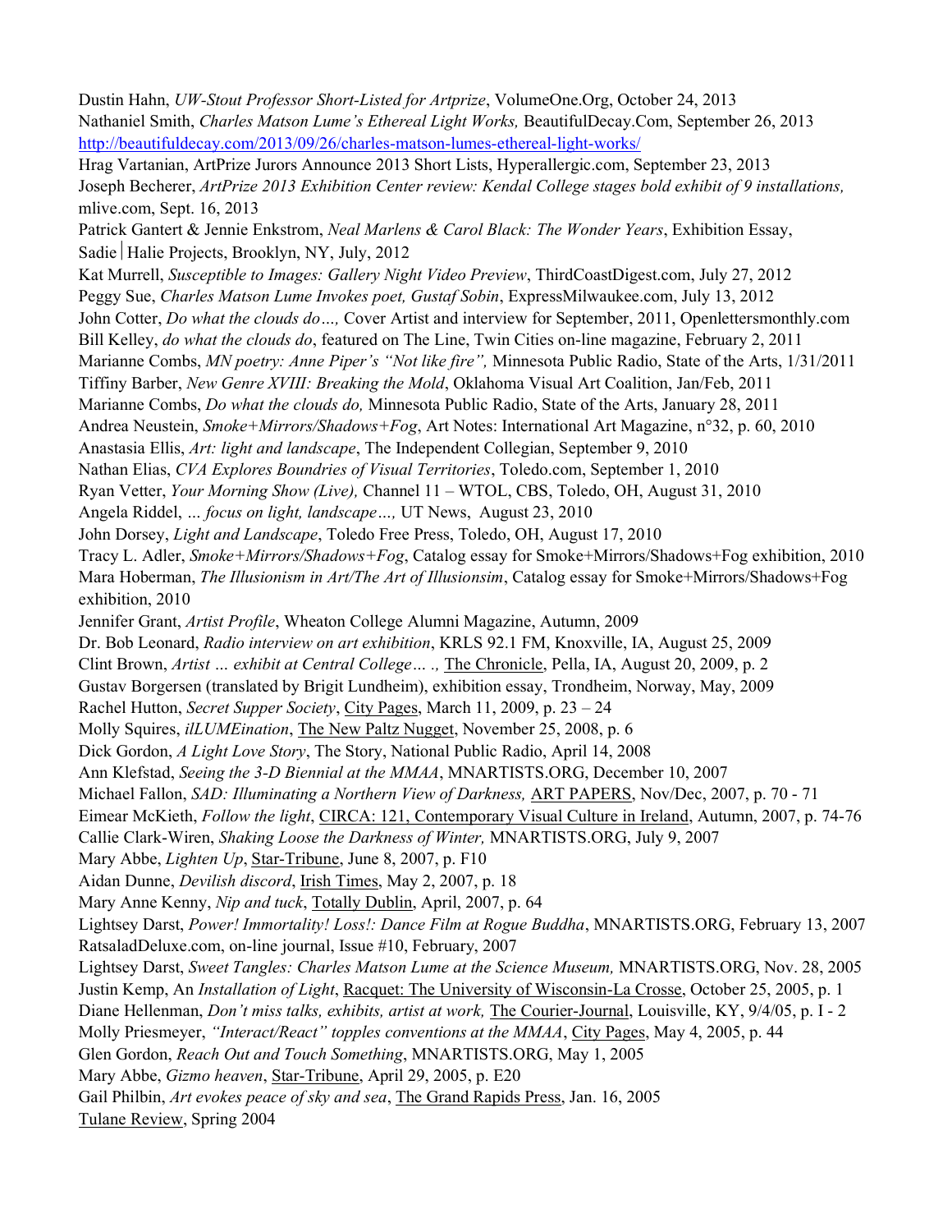Dustin Hahn, *UW-Stout Professor Short-Listed for Artprize*, VolumeOne.Org, October 24, 2013
Nathaniel Smith, *Charles Matson Lume's Ethereal Light Works,* BeautifulDecay.Com, September 26, 2013
http://beautifuldecay.com/2013/09/26/charles-matson-lumes-ethereal-light-works/
Hrag Vartanian, ArtPrize Jurors Announce 2013 Short Lists, Hyperallergic.com, September 23, 2013
Joseph Becherer, *ArtPrize 2013 Exhibition Center review: Kendal College stages bold exhibit of 9 installations,* mlive.com, Sept. 16, 2013
Patrick Gantert & Jennie Enkstrom, *Neal Marlens & Carol Black: The Wonder Years*, Exhibition Essay, Sadie│Halie Projects, Brooklyn, NY, July, 2012
Kat Murrell, *Susceptible to Images: Gallery Night Video Preview*, ThirdCoastDigest.com, July 27, 2012
Peggy Sue, *Charles Matson Lume Invokes poet, Gustaf Sobin*, ExpressMilwaukee.com, July 13, 2012
John Cotter, *Do what the clouds do…,* Cover Artist and interview for September, 2011, Openlettersmonthly.com
Bill Kelley, *do what the clouds do*, featured on The Line, Twin Cities on-line magazine, February 2, 2011
Marianne Combs, *MN poetry: Anne Piper's "Not like fire",* Minnesota Public Radio, State of the Arts, 1/31/2011
Tiffiny Barber, *New Genre XVIII: Breaking the Mold*, Oklahoma Visual Art Coalition, Jan/Feb, 2011
Marianne Combs, *Do what the clouds do,* Minnesota Public Radio, State of the Arts, January 28, 2011
Andrea Neustein, *Smoke+Mirrors/Shadows+Fog*, Art Notes: International Art Magazine, n°32, p. 60, 2010
Anastasia Ellis, *Art: light and landscape*, The Independent Collegian, September 9, 2010
Nathan Elias, *CVA Explores Boundries of Visual Territories*, Toledo.com, September 1, 2010
Ryan Vetter, *Your Morning Show (Live),* Channel 11 – WTOL, CBS, Toledo, OH, August 31, 2010
Angela Riddel, *… focus on light, landscape…,* UT News, August 23, 2010
John Dorsey, *Light and Landscape*, Toledo Free Press, Toledo, OH, August 17, 2010
Tracy L. Adler, *Smoke+Mirrors/Shadows+Fog*, Catalog essay for Smoke+Mirrors/Shadows+Fog exhibition, 2010
Mara Hoberman, *The Illusionism in Art/The Art of Illusionsim*, Catalog essay for Smoke+Mirrors/Shadows+Fog exhibition, 2010
Jennifer Grant, *Artist Profile*, Wheaton College Alumni Magazine, Autumn, 2009
Dr. Bob Leonard, *Radio interview on art exhibition*, KRLS 92.1 FM, Knoxville, IA, August 25, 2009
Clint Brown, *Artist … exhibit at Central College… .,* The Chronicle, Pella, IA, August 20, 2009, p. 2
Gustav Borgersen (translated by Brigit Lundheim), exhibition essay, Trondheim, Norway, May, 2009
Rachel Hutton, *Secret Supper Society*, City Pages, March 11, 2009, p. 23 – 24
Molly Squires, *ilLUMEination*, The New Paltz Nugget, November 25, 2008, p. 6
Dick Gordon, *A Light Love Story*, The Story, National Public Radio, April 14, 2008
Ann Klefstad, *Seeing the 3-D Biennial at the MMAA*, MNARTISTS.ORG, December 10, 2007
Michael Fallon, *SAD: Illuminating a Northern View of Darkness,* ART PAPERS, Nov/Dec, 2007, p. 70 - 71
Eimear McKieth, *Follow the light*, CIRCA: 121, Contemporary Visual Culture in Ireland, Autumn, 2007, p. 74-76
Callie Clark-Wiren, *Shaking Loose the Darkness of Winter,* MNARTISTS.ORG, July 9, 2007
Mary Abbe, *Lighten Up*, Star-Tribune, June 8, 2007, p. F10
Aidan Dunne, *Devilish discord*, Irish Times, May 2, 2007, p. 18
Mary Anne Kenny, *Nip and tuck*, Totally Dublin, April, 2007, p. 64
Lightsey Darst, *Power! Immortality! Loss!: Dance Film at Rogue Buddha*, MNARTISTS.ORG, February 13, 2007
RatsaladDeluxe.com, on-line journal, Issue #10, February, 2007
Lightsey Darst, *Sweet Tangles: Charles Matson Lume at the Science Museum,* MNARTISTS.ORG, Nov. 28, 2005
Justin Kemp, An *Installation of Light*, Racquet: The University of Wisconsin-La Crosse, October 25, 2005, p. 1
Diane Hellenman, *Don't miss talks, exhibits, artist at work,* The Courier-Journal, Louisville, KY, 9/4/05, p. I - 2
Molly Priesmeyer, *"Interact/React" topples conventions at the MMAA*, City Pages, May 4, 2005, p. 44
Glen Gordon, *Reach Out and Touch Something*, MNARTISTS.ORG, May 1, 2005
Mary Abbe, *Gizmo heaven*, Star-Tribune, April 29, 2005, p. E20
Gail Philbin, *Art evokes peace of sky and sea*, The Grand Rapids Press, Jan. 16, 2005
Tulane Review, Spring 2004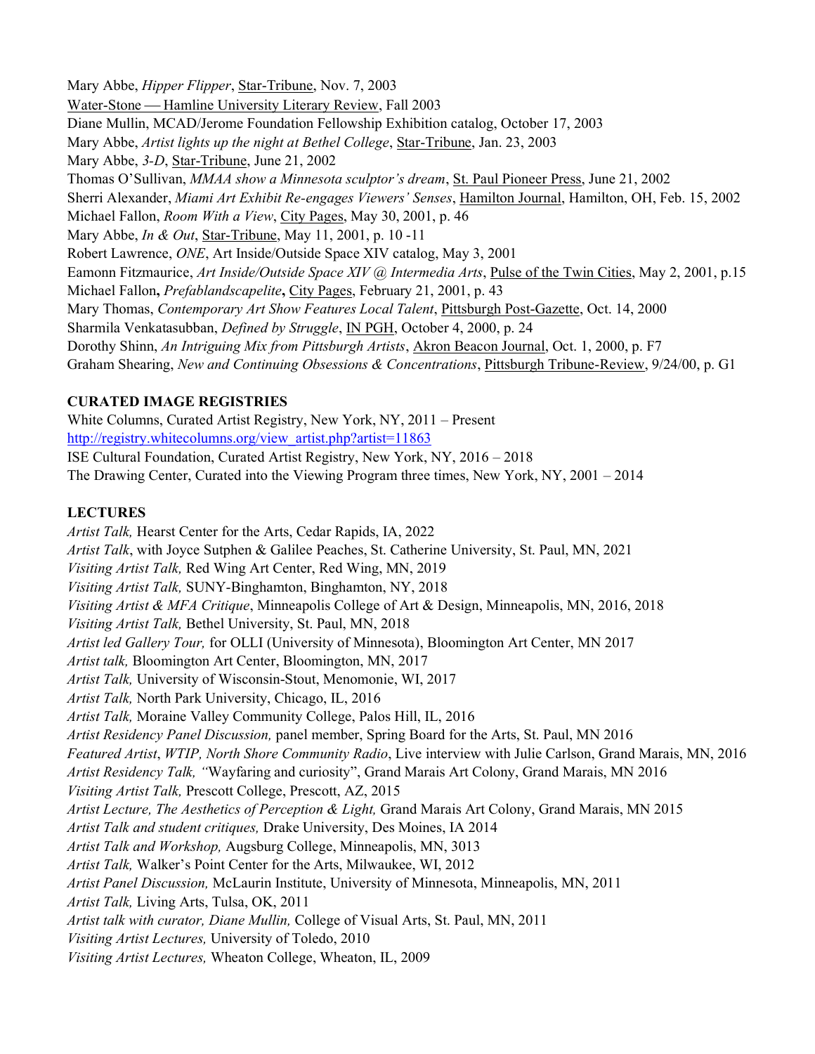Mary Abbe, *Hipper Flipper*, Star-Tribune, Nov. 7, 2003
Water-Stone — Hamline University Literary Review, Fall 2003
Diane Mullin, MCAD/Jerome Foundation Fellowship Exhibition catalog, October 17, 2003
Mary Abbe, *Artist lights up the night at Bethel College*, Star-Tribune, Jan. 23, 2003
Mary Abbe, *3-D*, Star-Tribune, June 21, 2002
Thomas O'Sullivan, *MMAA show a Minnesota sculptor's dream*, St. Paul Pioneer Press, June 21, 2002
Sherri Alexander, *Miami Art Exhibit Re-engages Viewers' Senses*, Hamilton Journal, Hamilton, OH, Feb. 15, 2002
Michael Fallon, *Room With a View*, City Pages, May 30, 2001, p. 46
Mary Abbe, *In & Out*, Star-Tribune, May 11, 2001, p. 10 -11
Robert Lawrence, *ONE*, Art Inside/Outside Space XIV catalog, May 3, 2001
Eamonn Fitzmaurice, *Art Inside/Outside Space XIV @ Intermedia Arts*, Pulse of the Twin Cities, May 2, 2001, p.15
Michael Fallon**,** *Prefablandscapelite***,** City Pages, February 21, 2001, p. 43
Mary Thomas, *Contemporary Art Show Features Local Talent*, Pittsburgh Post-Gazette, Oct. 14, 2000
Sharmila Venkatasubban, *Defined by Struggle*, IN PGH, October 4, 2000, p. 24
Dorothy Shinn, *An Intriguing Mix from Pittsburgh Artists*, Akron Beacon Journal, Oct. 1, 2000, p. F7
Graham Shearing, *New and Continuing Obsessions & Concentrations*, Pittsburgh Tribune-Review, 9/24/00, p. G1

## CURATED IMAGE REGISTRIES

White Columns, Curated Artist Registry, New York, NY, 2011 – Present
http://registry.whitecolumns.org/view_artist.php?artist=11863
ISE Cultural Foundation, Curated Artist Registry, New York, NY, 2016 – 2018
The Drawing Center, Curated into the Viewing Program three times, New York, NY, 2001 – 2014

## LECTURES

*Artist Talk,* Hearst Center for the Arts, Cedar Rapids, IA, 2022
*Artist Talk*, with Joyce Sutphen & Galilee Peaches, St. Catherine University, St. Paul, MN, 2021
*Visiting Artist Talk,* Red Wing Art Center, Red Wing, MN, 2019
*Visiting Artist Talk,* SUNY-Binghamton, Binghamton, NY, 2018
*Visiting Artist & MFA Critique*, Minneapolis College of Art & Design, Minneapolis, MN, 2016, 2018
*Visiting Artist Talk,* Bethel University, St. Paul, MN, 2018
*Artist led Gallery Tour,* for OLLI (University of Minnesota), Bloomington Art Center, MN 2017
*Artist talk,* Bloomington Art Center, Bloomington, MN, 2017
*Artist Talk,* University of Wisconsin-Stout, Menomonie, WI, 2017
*Artist Talk,* North Park University, Chicago, IL, 2016
*Artist Talk,* Moraine Valley Community College, Palos Hill, IL, 2016
*Artist Residency Panel Discussion,* panel member, Spring Board for the Arts, St. Paul, MN 2016
*Featured Artist*, *WTIP, North Shore Community Radio*, Live interview with Julie Carlson, Grand Marais, MN, 2016
*Artist Residency Talk, "*Wayfaring and curiosity", Grand Marais Art Colony, Grand Marais, MN 2016
*Visiting Artist Talk,* Prescott College, Prescott, AZ, 2015
*Artist Lecture, The Aesthetics of Perception & Light,* Grand Marais Art Colony, Grand Marais, MN 2015
*Artist Talk and student critiques,* Drake University, Des Moines, IA 2014
*Artist Talk and Workshop,* Augsburg College, Minneapolis, MN, 3013
*Artist Talk,* Walker's Point Center for the Arts, Milwaukee, WI, 2012
*Artist Panel Discussion,* McLaurin Institute, University of Minnesota, Minneapolis, MN, 2011
*Artist Talk,* Living Arts, Tulsa, OK, 2011
*Artist talk with curator, Diane Mullin,* College of Visual Arts, St. Paul, MN, 2011
*Visiting Artist Lectures,* University of Toledo, 2010
*Visiting Artist Lectures,* Wheaton College, Wheaton, IL, 2009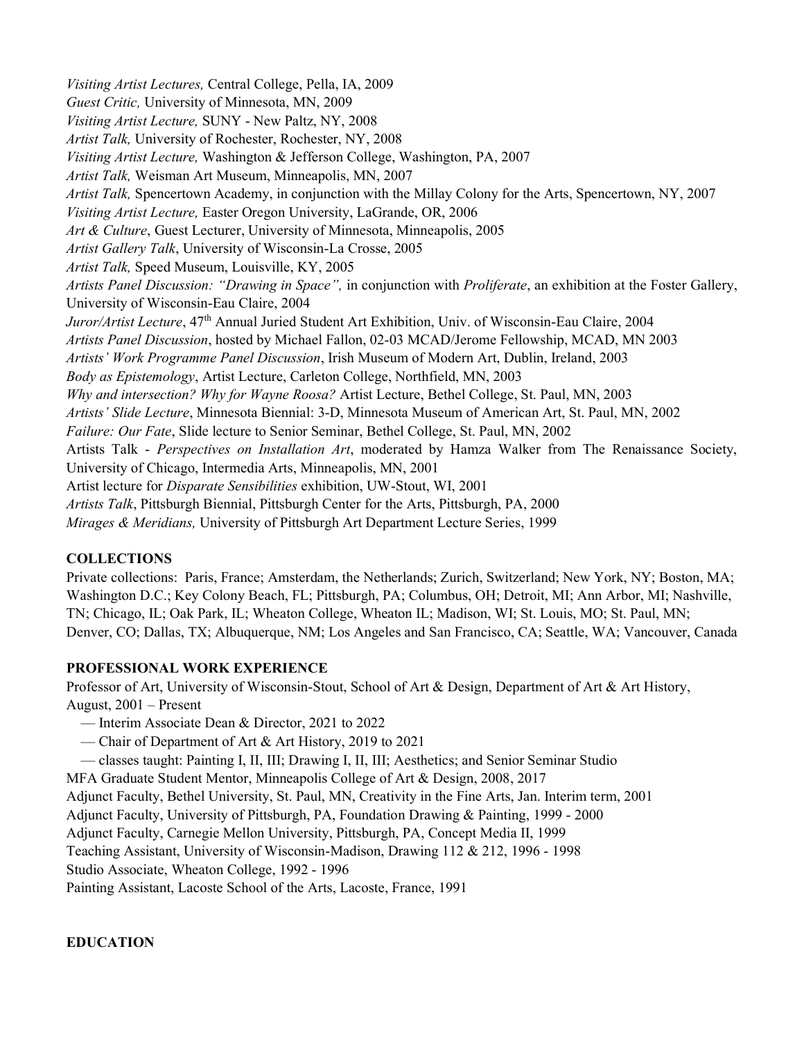*Visiting Artist Lectures,* Central College, Pella, IA, 2009
*Guest Critic,* University of Minnesota, MN, 2009
*Visiting Artist Lecture,* SUNY - New Paltz, NY, 2008
*Artist Talk,* University of Rochester, Rochester, NY, 2008
*Visiting Artist Lecture,* Washington & Jefferson College, Washington, PA, 2007
*Artist Talk,* Weisman Art Museum, Minneapolis, MN, 2007
*Artist Talk,* Spencertown Academy, in conjunction with the Millay Colony for the Arts, Spencertown, NY, 2007
*Visiting Artist Lecture,* Easter Oregon University, LaGrande, OR, 2006
*Art & Culture*, Guest Lecturer, University of Minnesota, Minneapolis, 2005
*Artist Gallery Talk*, University of Wisconsin-La Crosse, 2005
*Artist Talk,* Speed Museum, Louisville, KY, 2005
*Artists Panel Discussion: "Drawing in Space",* in conjunction with *Proliferate*, an exhibition at the Foster Gallery, University of Wisconsin-Eau Claire, 2004
*Juror/Artist Lecture*, 47th Annual Juried Student Art Exhibition, Univ. of Wisconsin-Eau Claire, 2004
*Artists Panel Discussion*, hosted by Michael Fallon, 02-03 MCAD/Jerome Fellowship, MCAD, MN 2003
*Artists' Work Programme Panel Discussion*, Irish Museum of Modern Art, Dublin, Ireland, 2003
*Body as Epistemology*, Artist Lecture, Carleton College, Northfield, MN, 2003
*Why and intersection? Why for Wayne Roosa?* Artist Lecture, Bethel College, St. Paul, MN, 2003
*Artists' Slide Lecture*, Minnesota Biennial: 3-D, Minnesota Museum of American Art, St. Paul, MN, 2002
*Failure: Our Fate*, Slide lecture to Senior Seminar, Bethel College, St. Paul, MN, 2002
Artists Talk - *Perspectives on Installation Art*, moderated by Hamza Walker from The Renaissance Society, University of Chicago, Intermedia Arts, Minneapolis, MN, 2001
Artist lecture for *Disparate Sensibilities* exhibition, UW-Stout, WI, 2001
*Artists Talk*, Pittsburgh Biennial, Pittsburgh Center for the Arts, Pittsburgh, PA, 2000
*Mirages & Meridians,* University of Pittsburgh Art Department Lecture Series, 1999

**COLLECTIONS**

Private collections: Paris, France; Amsterdam, the Netherlands; Zurich, Switzerland; New York, NY; Boston, MA; Washington D.C.; Key Colony Beach, FL; Pittsburgh, PA; Columbus, OH; Detroit, MI; Ann Arbor, MI; Nashville, TN; Chicago, IL; Oak Park, IL; Wheaton College, Wheaton IL; Madison, WI; St. Louis, MO; St. Paul, MN; Denver, CO; Dallas, TX; Albuquerque, NM; Los Angeles and San Francisco, CA; Seattle, WA; Vancouver, Canada

**PROFESSIONAL WORK EXPERIENCE**

Professor of Art, University of Wisconsin-Stout, School of Art & Design, Department of Art & Art History, August, 2001 – Present
— Interim Associate Dean & Director, 2021 to 2022
— Chair of Department of Art & Art History, 2019 to 2021
— classes taught: Painting I, II, III; Drawing I, II, III; Aesthetics; and Senior Seminar Studio
MFA Graduate Student Mentor, Minneapolis College of Art & Design, 2008, 2017
Adjunct Faculty, Bethel University, St. Paul, MN, Creativity in the Fine Arts, Jan. Interim term, 2001
Adjunct Faculty, University of Pittsburgh, PA, Foundation Drawing & Painting, 1999 - 2000
Adjunct Faculty, Carnegie Mellon University, Pittsburgh, PA, Concept Media II, 1999
Teaching Assistant, University of Wisconsin-Madison, Drawing 112 & 212, 1996 - 1998
Studio Associate, Wheaton College, 1992 - 1996
Painting Assistant, Lacoste School of the Arts, Lacoste, France, 1991

**EDUCATION**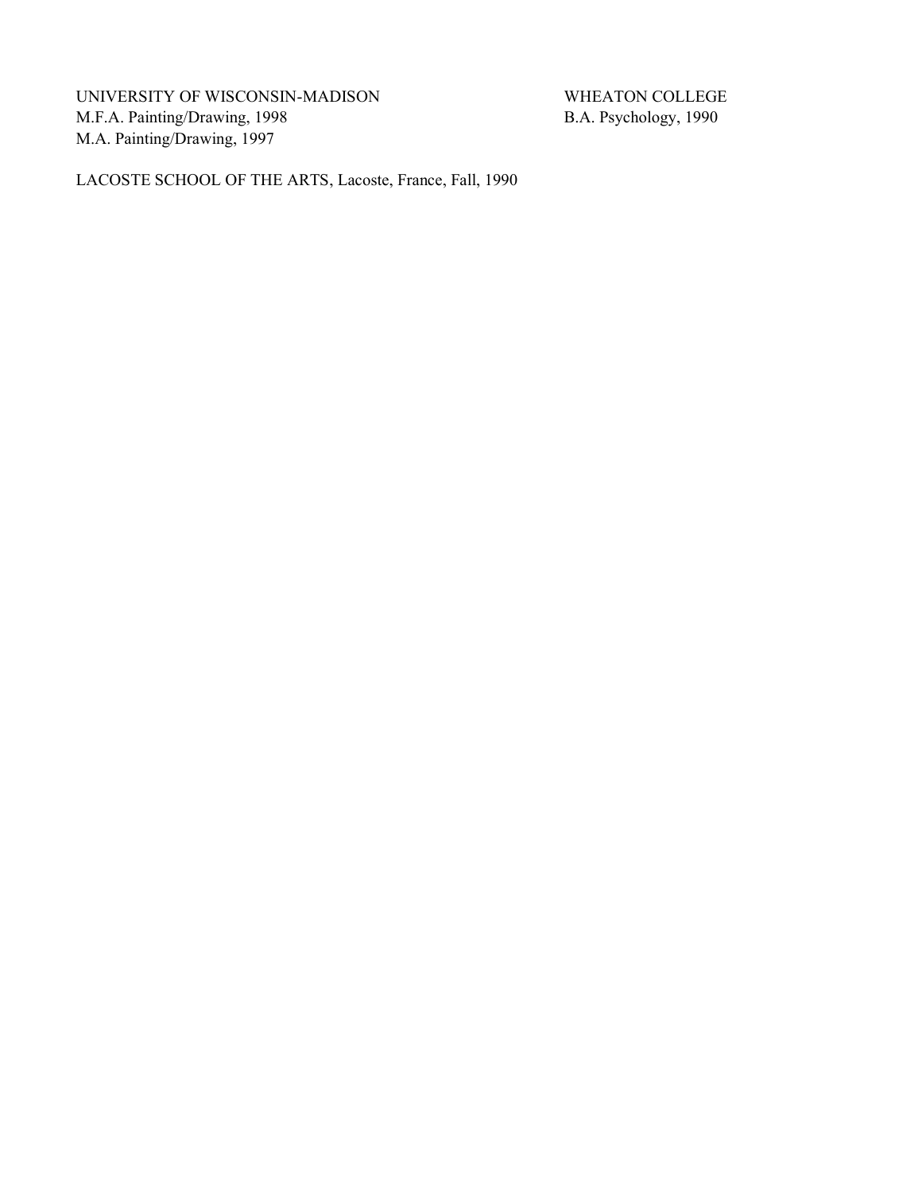UNIVERSITY OF WISCONSIN-MADISON
M.F.A. Painting/Drawing, 1998
M.A. Painting/Drawing, 1997

WHEATON COLLEGE
B.A. Psychology, 1990

LACOSTE SCHOOL OF THE ARTS, Lacoste, France, Fall, 1990